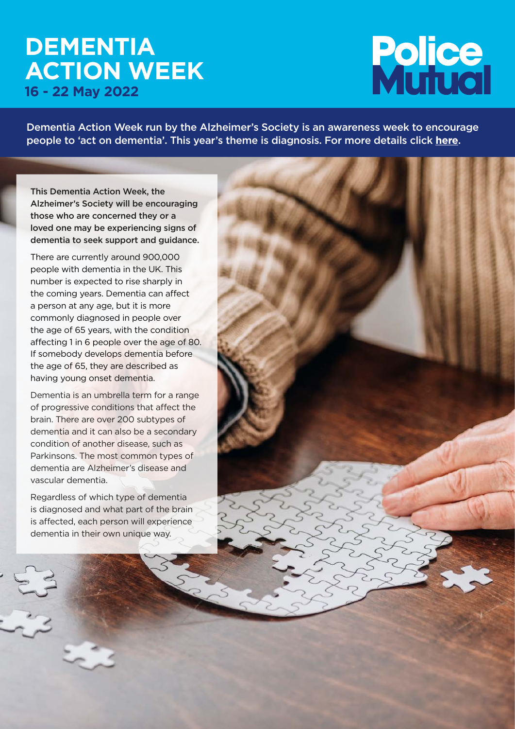# DEMENTIA ACTION WEEK

**16 - 22 May 2022**

Police Mutual

Dementia Action Week run by the Alzheimer's Society is an awareness week to encourage people to 'act on dementia'. This year's theme is diagnosis. For more details click **here**.

**This Dementia Action Week, the Alzheimer's Society will be encouraging those who are concerned they or a loved one may be experiencing signs of dementia to seek support and guidance.**

There are currently around 900,000 people with dementia in the UK. This number is expected to rise sharply in the coming years. Dementia can affect a person at any age, but it is more commonly diagnosed in people over the age of 65 years, with the condition affecting 1 in 6 people over the age of 80. If somebody develops dementia before the age of 65, they are described as having young onset dementia.

Dementia is an umbrella term for a range of progressive conditions that affect the brain. There are over 200 subtypes of dementia and it can also be a secondary condition of another disease, such as Parkinsons. The most common types of dementia are Alzheimer's disease and vascular dementia.

Regardless of which type of dementia is diagnosed and what part of the brain is affected, each person will experience dementia in their own unique way.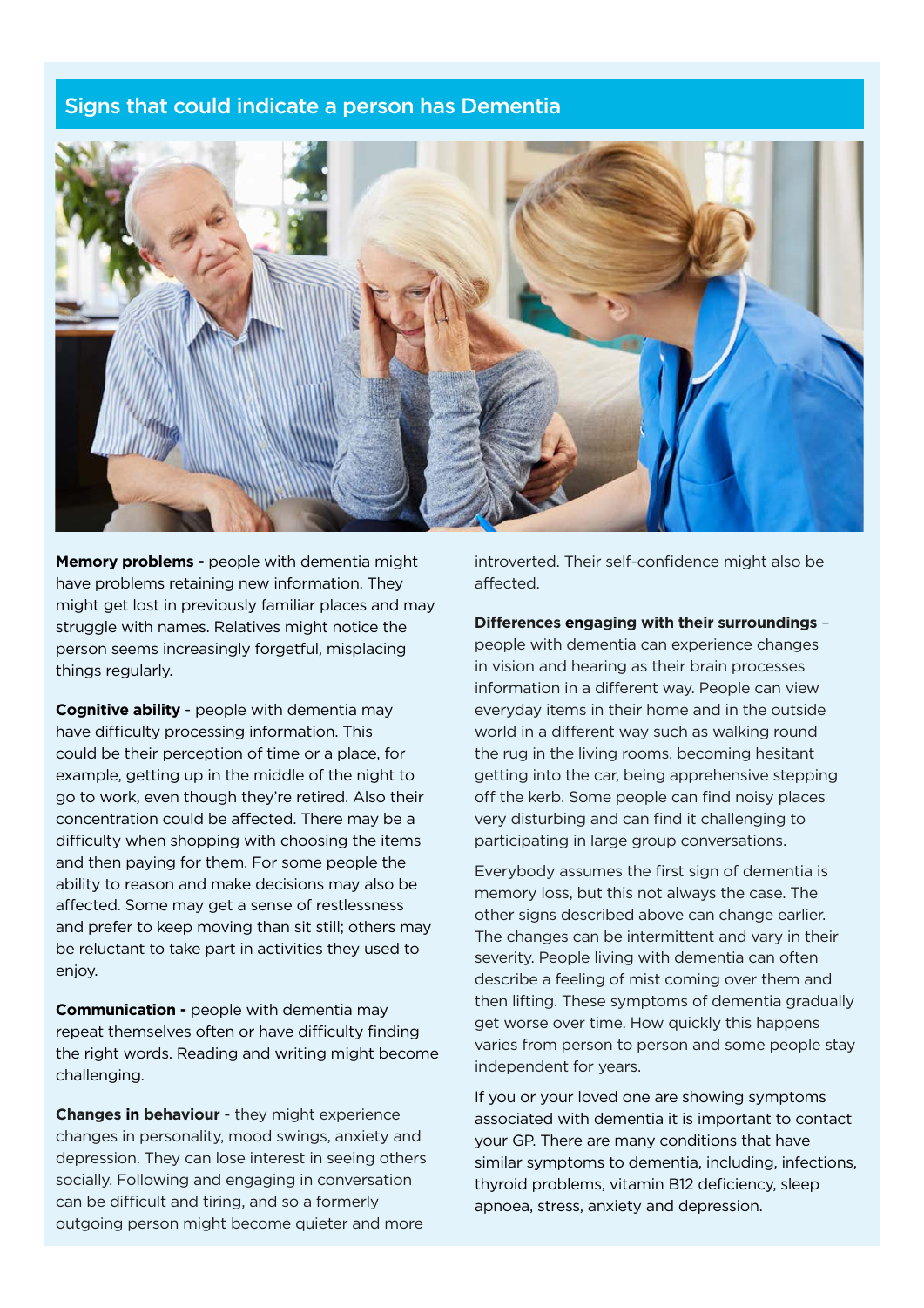## Signs that could indicate a person has Dementia

**Memory problems -** people with dementia might have problems retaining new information. They might get lost in previously familiar places and may struggle with names. Relatives might notice the person seems increasingly forgetful, misplacing things regularly.

**Cognitive ability** - people with dementia may have difficulty processing information. This could be their perception of time or a place, for example, getting up in the middle of the night to go to work, even though they're retired. Also their concentration could be affected. There may be a difficulty when shopping with choosing the items and then paying for them. For some people the ability to reason and make decisions may also be affected. Some may get a sense of restlessness and prefer to keep moving than sit still; others may be reluctant to take part in activities they used to enjoy.

**Communication -** people with dementia may repeat themselves often or have difficulty finding the right words. Reading and writing might become challenging.

**Changes in behaviour** - they might experience changes in personality, mood swings, anxiety and depression. They can lose interest in seeing others socially. Following and engaging in conversation can be difficult and tiring, and so a formerly outgoing person might become quieter and more introverted. Their self-confidence might also be affected.

**Differences engaging with their surroundings** – people with dementia can experience changes in vision and hearing as their brain processes information in a different way. People can view everyday items in their home and in the outside world in a different way such as walking round the rug in the living rooms, becoming hesitant getting into the car, being apprehensive stepping off the kerb. Some people can find noisy places very disturbing and can find it challenging to participating in large group conversations.

Everybody assumes the first sign of dementia is memory loss, but this not always the case. The other signs described above can change earlier. The changes can be intermittent and vary in their severity. People living with dementia can often describe a feeling of mist coming over them and then lifting. These symptoms of dementia gradually get worse over time. How quickly this happens varies from person to person and some people stay independent for years.

If you or your loved one are showing symptoms associated with dementia it is important to contact your GP. There are many conditions that have similar symptoms to dementia, including, infections, thyroid problems, vitamin B12 deficiency, sleep apnoea, stress, anxiety and depression.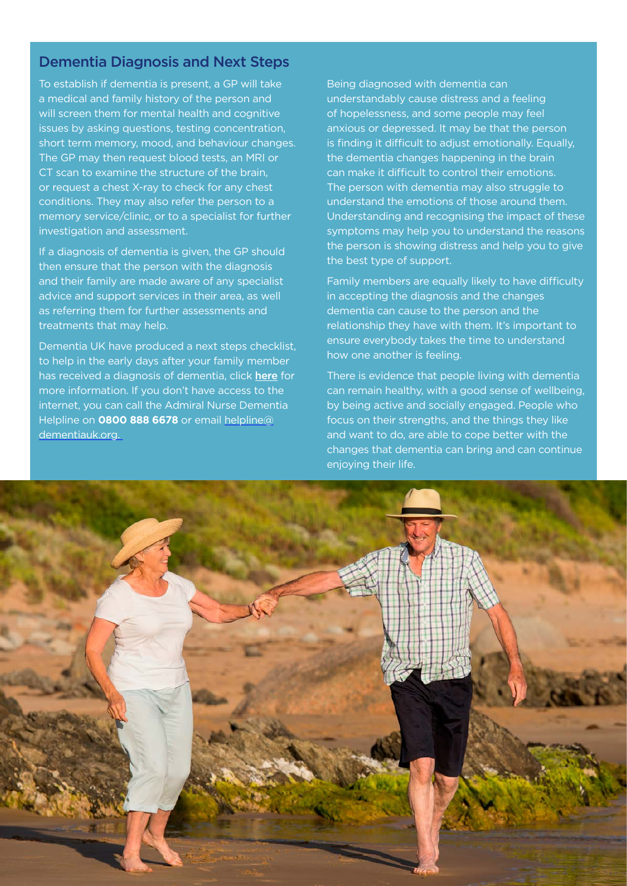## Dementia Diagnosis and Next Steps

To establish if dementia is present, a GP will take a medical and family history of the person and will screen them for mental health and cognitive issues by asking questions, testing concentration, short term memory, mood, and behaviour changes. The GP may then request blood tests, an MRI or CT scan to examine the structure of the brain, or request a chest X-ray to check for any chest conditions. They may also refer the person to a memory service/clinic, or to a specialist for further investigation and assessment.

If a diagnosis of dementia is given, the GP should then ensure that the person with the diagnosis and their family are made aware of any specialist advice and support services in their area, as well as referring them for further assessments and treatments that may help.

Dementia UK have produced a next steps checklist, to help in the early days after your family member has received a diagnosis of dementia, click **here** for more information. If you don't have access to the internet, you can call the Admiral Nurse Dementia Helpline on **0800 888 6678** or email helpline@dementiauk.org.

Being diagnosed with dementia can understandably cause distress and a feeling of hopelessness, and some people may feel anxious or depressed. It may be that the person is finding it difficult to adjust emotionally. Equally, the dementia changes happening in the brain can make it difficult to control their emotions. The person with dementia may also struggle to understand the emotions of those around them. Understanding and recognising the impact of these symptoms may help you to understand the reasons the person is showing distress and help you to give the best type of support.

Family members are equally likely to have difficulty in accepting the diagnosis and the changes dementia can cause to the person and the relationship they have with them. It's important to ensure everybody takes the time to understand how one another is feeling.

There is evidence that people living with dementia can remain healthy, with a good sense of wellbeing, by being active and socially engaged. People who focus on their strengths, and the things they like and want to do, are able to cope better with the changes that dementia can bring and can continue enjoying their life.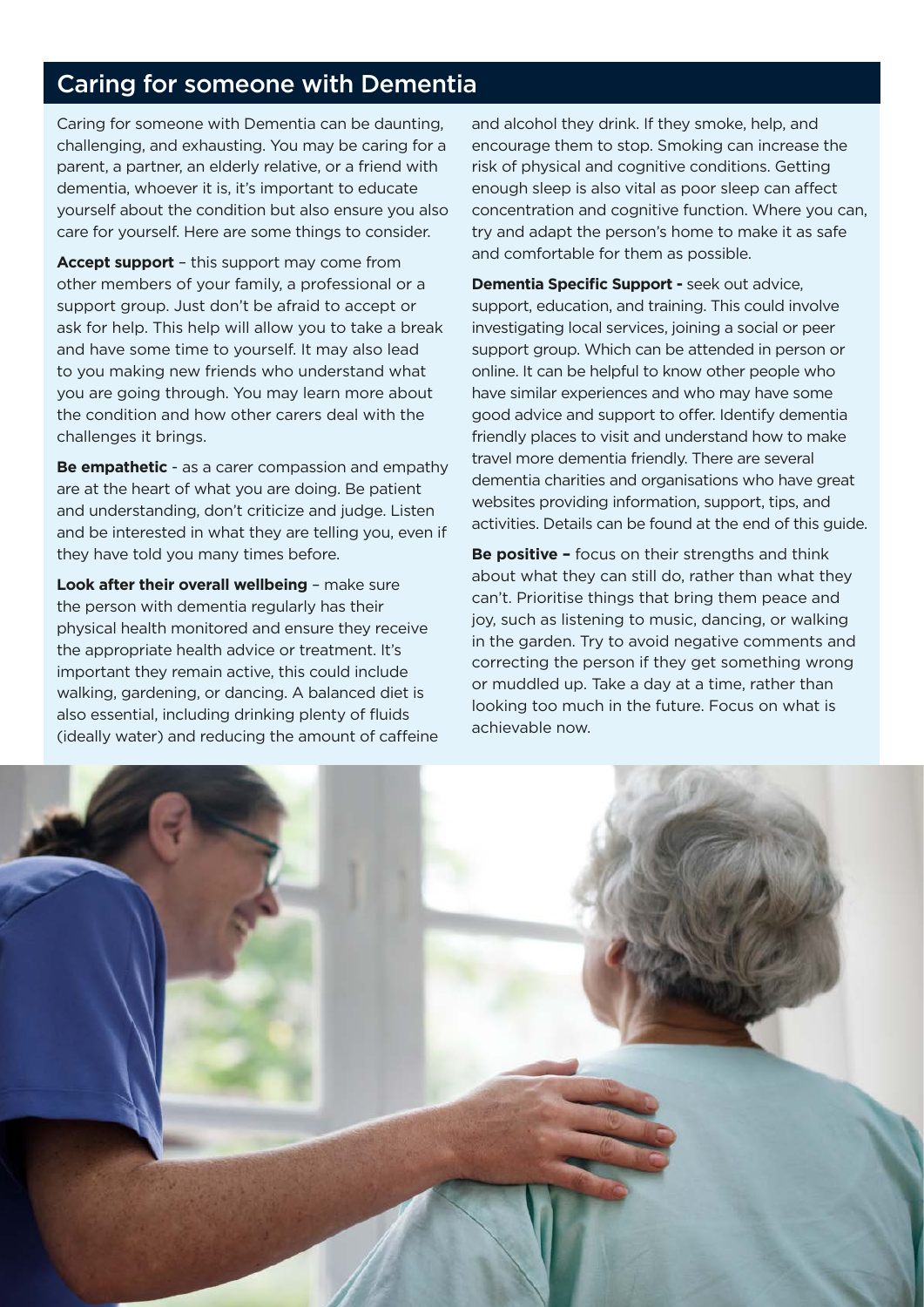## Caring for someone with Dementia

Caring for someone with Dementia can be daunting, challenging, and exhausting. You may be caring for a parent, a partner, an elderly relative, or a friend with dementia, whoever it is, it's important to educate yourself about the condition but also ensure you also care for yourself. Here are some things to consider.

**Accept support** – this support may come from other members of your family, a professional or a support group. Just don't be afraid to accept or ask for help. This help will allow you to take a break and have some time to yourself. It may also lead to you making new friends who understand what you are going through. You may learn more about the condition and how other carers deal with the challenges it brings.

**Be empathetic** - as a carer compassion and empathy are at the heart of what you are doing. Be patient and understanding, don't criticize and judge. Listen and be interested in what they are telling you, even if they have told you many times before.

**Look after their overall wellbeing** – make sure the person with dementia regularly has their physical health monitored and ensure they receive the appropriate health advice or treatment. It's important they remain active, this could include walking, gardening, or dancing. A balanced diet is also essential, including drinking plenty of fluids (ideally water) and reducing the amount of caffeine and alcohol they drink. If they smoke, help, and encourage them to stop. Smoking can increase the risk of physical and cognitive conditions. Getting enough sleep is also vital as poor sleep can affect concentration and cognitive function. Where you can, try and adapt the person's home to make it as safe and comfortable for them as possible.

**Dementia Specific Support -** seek out advice, support, education, and training. This could involve investigating local services, joining a social or peer support group. Which can be attended in person or online. It can be helpful to know other people who have similar experiences and who may have some good advice and support to offer. Identify dementia friendly places to visit and understand how to make travel more dementia friendly. There are several dementia charities and organisations who have great websites providing information, support, tips, and activities. Details can be found at the end of this guide.

**Be positive –** focus on their strengths and think about what they can still do, rather than what they can't. Prioritise things that bring them peace and joy, such as listening to music, dancing, or walking in the garden. Try to avoid negative comments and correcting the person if they get something wrong or muddled up. Take a day at a time, rather than looking too much in the future. Focus on what is achievable now.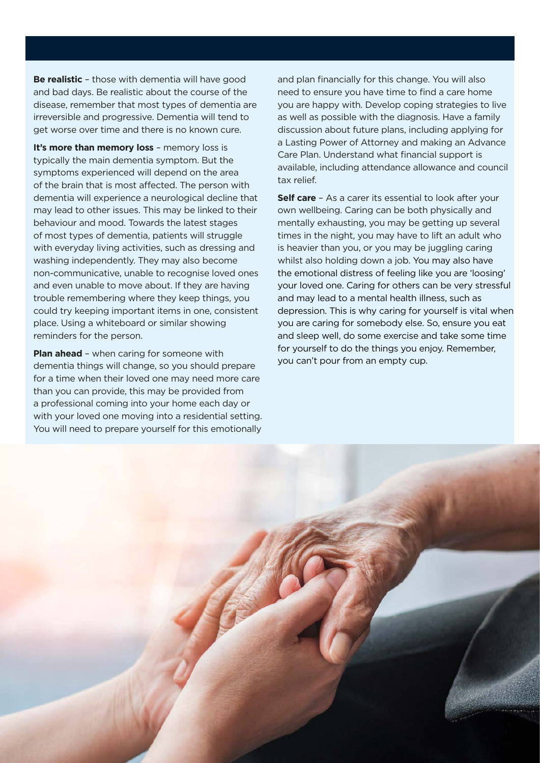**Be realistic** – those with dementia will have good and bad days. Be realistic about the course of the disease, remember that most types of dementia are irreversible and progressive. Dementia will tend to get worse over time and there is no known cure.

**It's more than memory loss** – memory loss is typically the main dementia symptom. But the symptoms experienced will depend on the area of the brain that is most affected. The person with dementia will experience a neurological decline that may lead to other issues. This may be linked to their behaviour and mood. Towards the latest stages of most types of dementia, patients will struggle with everyday living activities, such as dressing and washing independently. They may also become non-communicative, unable to recognise loved ones and even unable to move about. If they are having trouble remembering where they keep things, you could try keeping important items in one, consistent place. Using a whiteboard or similar showing reminders for the person.

**Plan ahead** – when caring for someone with dementia things will change, so you should prepare for a time when their loved one may need more care than you can provide, this may be provided from a professional coming into your home each day or with your loved one moving into a residential setting. You will need to prepare yourself for this emotionally and plan financially for this change. You will also need to ensure you have time to find a care home you are happy with. Develop coping strategies to live as well as possible with the diagnosis. Have a family discussion about future plans, including applying for a Lasting Power of Attorney and making an Advance Care Plan. Understand what financial support is available, including attendance allowance and council tax relief.

**Self care** – As a carer its essential to look after your own wellbeing. Caring can be both physically and mentally exhausting, you may be getting up several times in the night, you may have to lift an adult who is heavier than you, or you may be juggling caring whilst also holding down a job. You may also have the emotional distress of feeling like you are 'loosing' your loved one. Caring for others can be very stressful and may lead to a mental health illness, such as depression. This is why caring for yourself is vital when you are caring for somebody else. So, ensure you eat and sleep well, do some exercise and take some time for yourself to do the things you enjoy. Remember, you can't pour from an empty cup.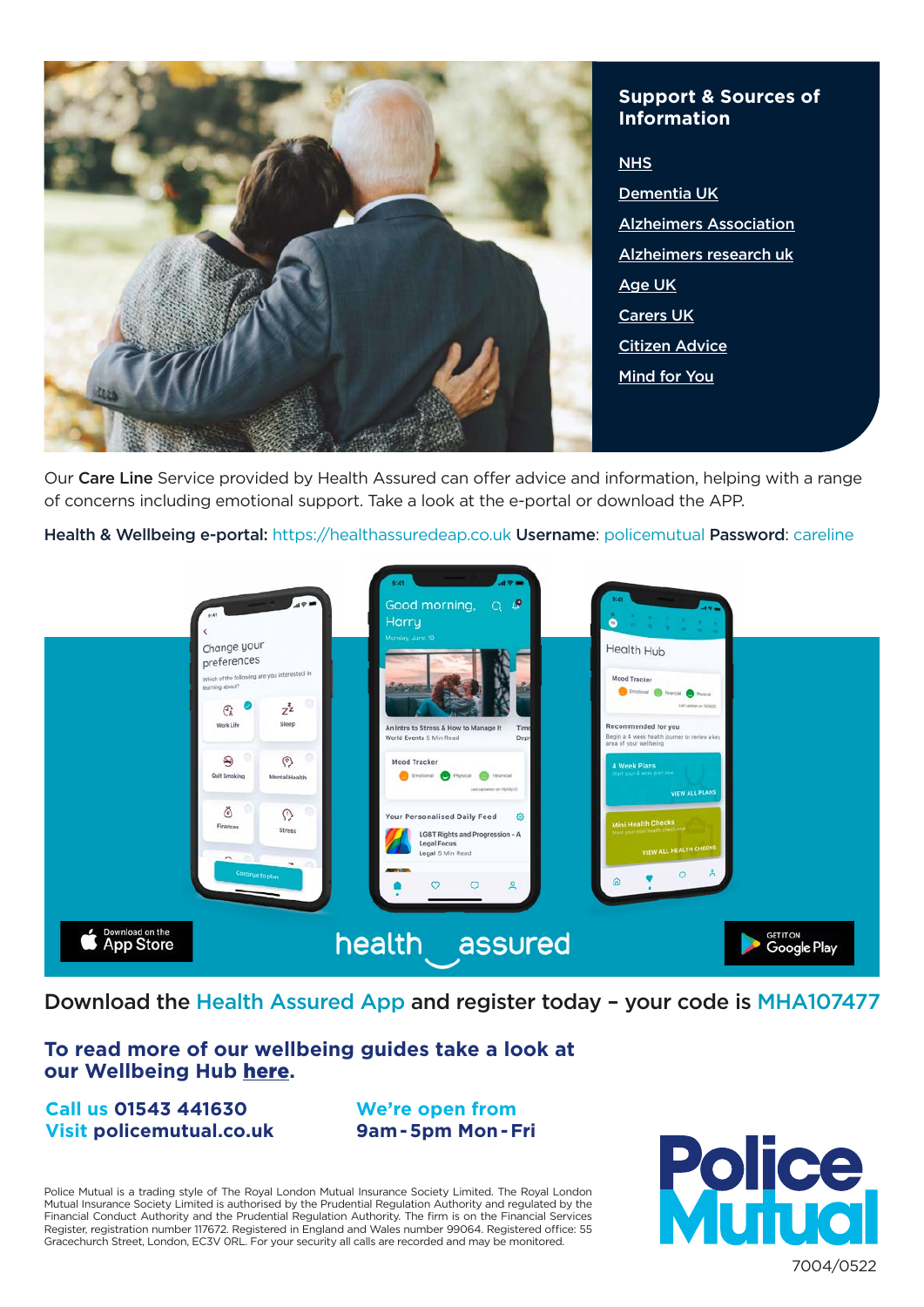## Support & Sources of Information

- NHS
- Dementia UK
- Alzheimers Association
- Alzheimers research uk
- Age UK
- Carers UK
- Citizen Advice
- Mind for You

Our **Care Line** Service provided by Health Assured can offer advice and information, helping with a range of concerns including emotional support. Take a look at the e-portal or download the APP.

**Health & Wellbeing e-portal:** https://healthassuredeap.co.uk **Username**: policemutual **Password**: careline

Download on the App Store

health assured

GET IT ON Google Play

Download the Health Assured App and register today – your code is MHA107477

**To read more of our wellbeing guides take a look at our Wellbeing Hub here.**

**Call us 01543 441630**
**Visit policemutual.co.uk**

**We're open from**
**9am - 5pm Mon - Fri**

Police Mutual is a trading style of The Royal London Mutual Insurance Society Limited. The Royal London Mutual Insurance Society Limited is authorised by the Prudential Regulation Authority and regulated by the Financial Conduct Authority and the Prudential Regulation Authority. The firm is on the Financial Services Register, registration number 117672. Registered in England and Wales number 99064. Registered office: 55 Gracechurch Street, London, EC3V 0RL. For your security all calls are recorded and may be monitored.

Police Mutual

7004/0522